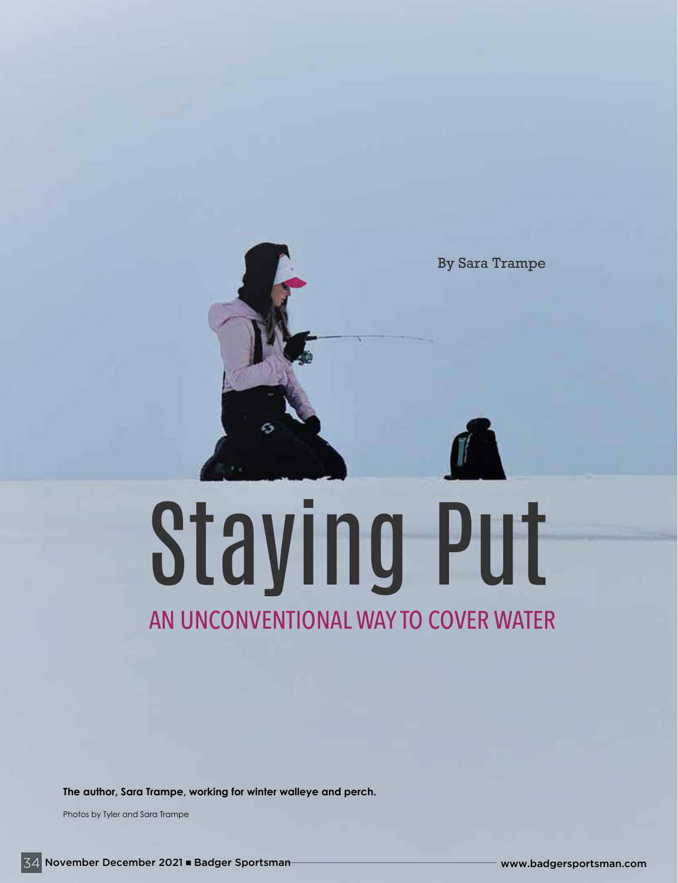# Staying Put

## AN UNCONVENTIONAL WAY TO COVER WATER

By Sara Trampe

**The author, Sara Trampe, working for winter walleye and perch.**

Photos by Tyler and Sara Trampe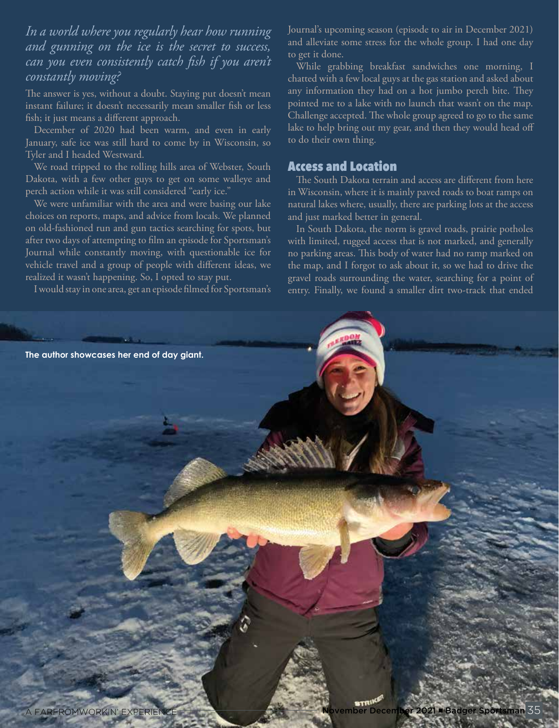*In a world where you regularly hear how running and gunning on the ice is the secret to success, can you even consistently catch fish if you aren't constantly moving?*

The answer is yes, without a doubt. Staying put doesn't mean instant failure; it doesn't necessarily mean smaller fish or less fish; it just means a different approach.

December of 2020 had been warm, and even in early January, safe ice was still hard to come by in Wisconsin, so Tyler and I headed Westward.

We road tripped to the rolling hills area of Webster, South Dakota, with a few other guys to get on some walleye and perch action while it was still considered "early ice."

We were unfamiliar with the area and were basing our lake choices on reports, maps, and advice from locals. We planned on old-fashioned run and gun tactics searching for spots, but after two days of attempting to film an episode for Sportsman's Journal while constantly moving, with questionable ice for vehicle travel and a group of people with different ideas, we realized it wasn't happening. So, I opted to stay put.

I would stay in one area, get an episode filmed for Sportsman's Journal's upcoming season (episode to air in December 2021) and alleviate some stress for the whole group. I had one day to get it done.

While grabbing breakfast sandwiches one morning, I chatted with a few local guys at the gas station and asked about any information they had on a hot jumbo perch bite. They pointed me to a lake with no launch that wasn't on the map. Challenge accepted. The whole group agreed to go to the same lake to help bring out my gear, and then they would head off to do their own thing.

## Access and Location

The South Dakota terrain and access are different from here in Wisconsin, where it is mainly paved roads to boat ramps on natural lakes where, usually, there are parking lots at the access and just marked better in general.

In South Dakota, the norm is gravel roads, prairie potholes with limited, rugged access that is not marked, and generally no parking areas. This body of water had no ramp marked on the map, and I forgot to ask about it, so we had to drive the gravel roads surrounding the water, searching for a point of entry. Finally, we found a smaller dirt two-track that ended

The author showcases her end of day giant.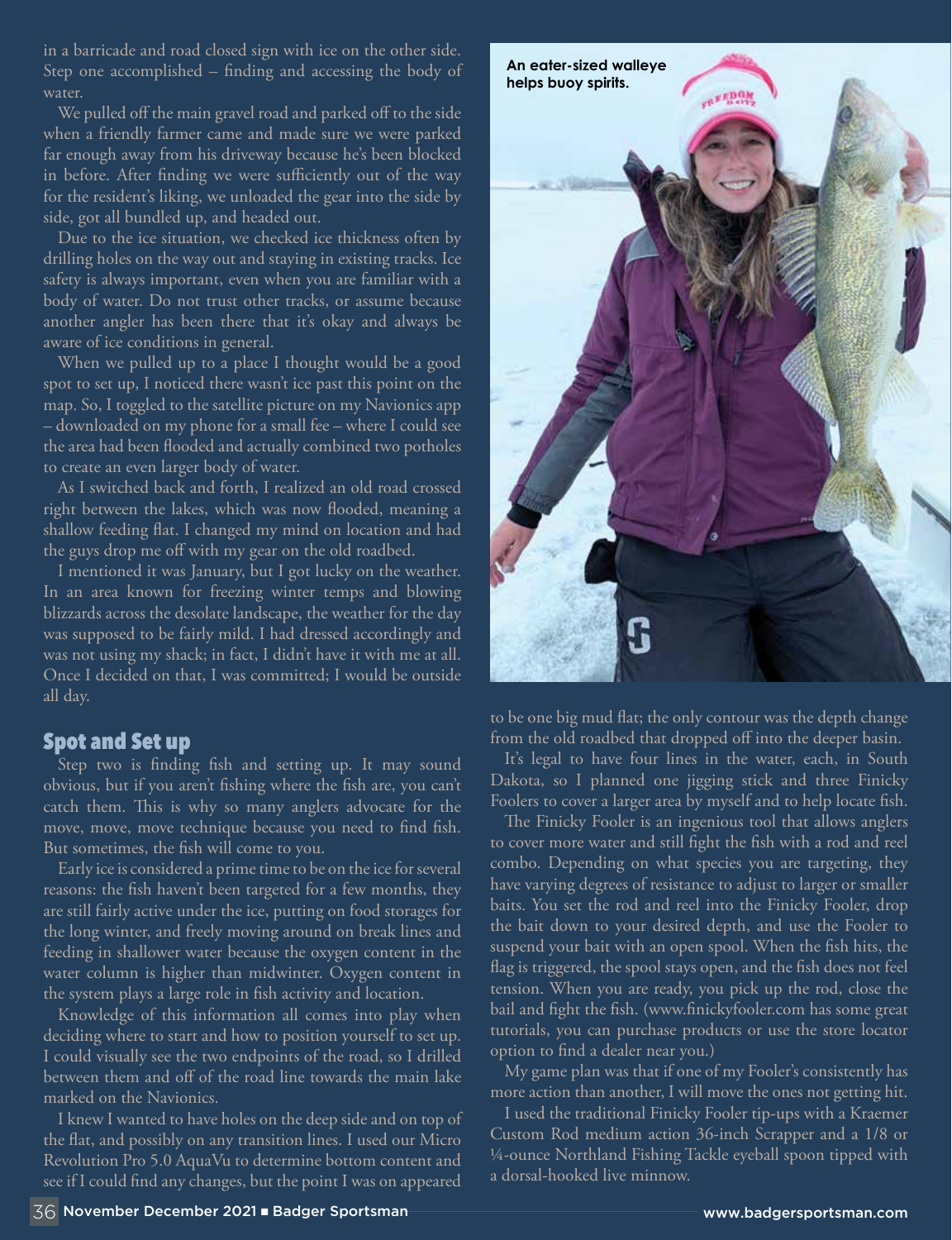in a barricade and road closed sign with ice on the other side. Step one accomplished – finding and accessing the body of water.

We pulled off the main gravel road and parked off to the side when a friendly farmer came and made sure we were parked far enough away from his driveway because he's been blocked in before. After finding we were sufficiently out of the way for the resident's liking, we unloaded the gear into the side by side, got all bundled up, and headed out.

Due to the ice situation, we checked ice thickness often by drilling holes on the way out and staying in existing tracks. Ice safety is always important, even when you are familiar with a body of water. Do not trust other tracks, or assume because another angler has been there that it's okay and always be aware of ice conditions in general.

When we pulled up to a place I thought would be a good spot to set up, I noticed there wasn't ice past this point on the map. So, I toggled to the satellite picture on my Navionics app – downloaded on my phone for a small fee – where I could see the area had been flooded and actually combined two potholes to create an even larger body of water.

As I switched back and forth, I realized an old road crossed right between the lakes, which was now flooded, meaning a shallow feeding flat. I changed my mind on location and had the guys drop me off with my gear on the old roadbed.

I mentioned it was January, but I got lucky on the weather. In an area known for freezing winter temps and blowing blizzards across the desolate landscape, the weather for the day was supposed to be fairly mild. I had dressed accordingly and was not using my shack; in fact, I didn't have it with me at all. Once I decided on that, I was committed; I would be outside all day.

## Spot and Set up

Step two is finding fish and setting up. It may sound obvious, but if you aren't fishing where the fish are, you can't catch them. This is why so many anglers advocate for the move, move, move technique because you need to find fish. But sometimes, the fish will come to you.

Early ice is considered a prime time to be on the ice for several reasons: the fish haven't been targeted for a few months, they are still fairly active under the ice, putting on food storages for the long winter, and freely moving around on break lines and feeding in shallower water because the oxygen content in the water column is higher than midwinter. Oxygen content in the system plays a large role in fish activity and location.

Knowledge of this information all comes into play when deciding where to start and how to position yourself to set up. I could visually see the two endpoints of the road, so I drilled between them and off of the road line towards the main lake marked on the Navionics.

I knew I wanted to have holes on the deep side and on top of the flat, and possibly on any transition lines. I used our Micro Revolution Pro 5.0 AquaVu to determine bottom content and see if I could find any changes, but the point I was on appeared to be one big mud flat; the only contour was the depth change from the old roadbed that dropped off into the deeper basin.

An eater-sized walleye helps buoy spirits.

It's legal to have four lines in the water, each, in South Dakota, so I planned one jigging stick and three Finicky Foolers to cover a larger area by myself and to help locate fish.

The Finicky Fooler is an ingenious tool that allows anglers to cover more water and still fight the fish with a rod and reel combo. Depending on what species you are targeting, they have varying degrees of resistance to adjust to larger or smaller baits. You set the rod and reel into the Finicky Fooler, drop the bait down to your desired depth, and use the Fooler to suspend your bait with an open spool. When the fish hits, the flag is triggered, the spool stays open, and the fish does not feel tension. When you are ready, you pick up the rod, close the bail and fight the fish. (www.finickyfooler.com has some great tutorials, you can purchase products or use the store locator option to find a dealer near you.)

My game plan was that if one of my Fooler's consistently has more action than another, I will move the ones not getting hit.

I used the traditional Finicky Fooler tip-ups with a Kraemer Custom Rod medium action 36-inch Scrapper and a 1/8 or ¼-ounce Northland Fishing Tackle eyeball spoon tipped with a dorsal-hooked live minnow.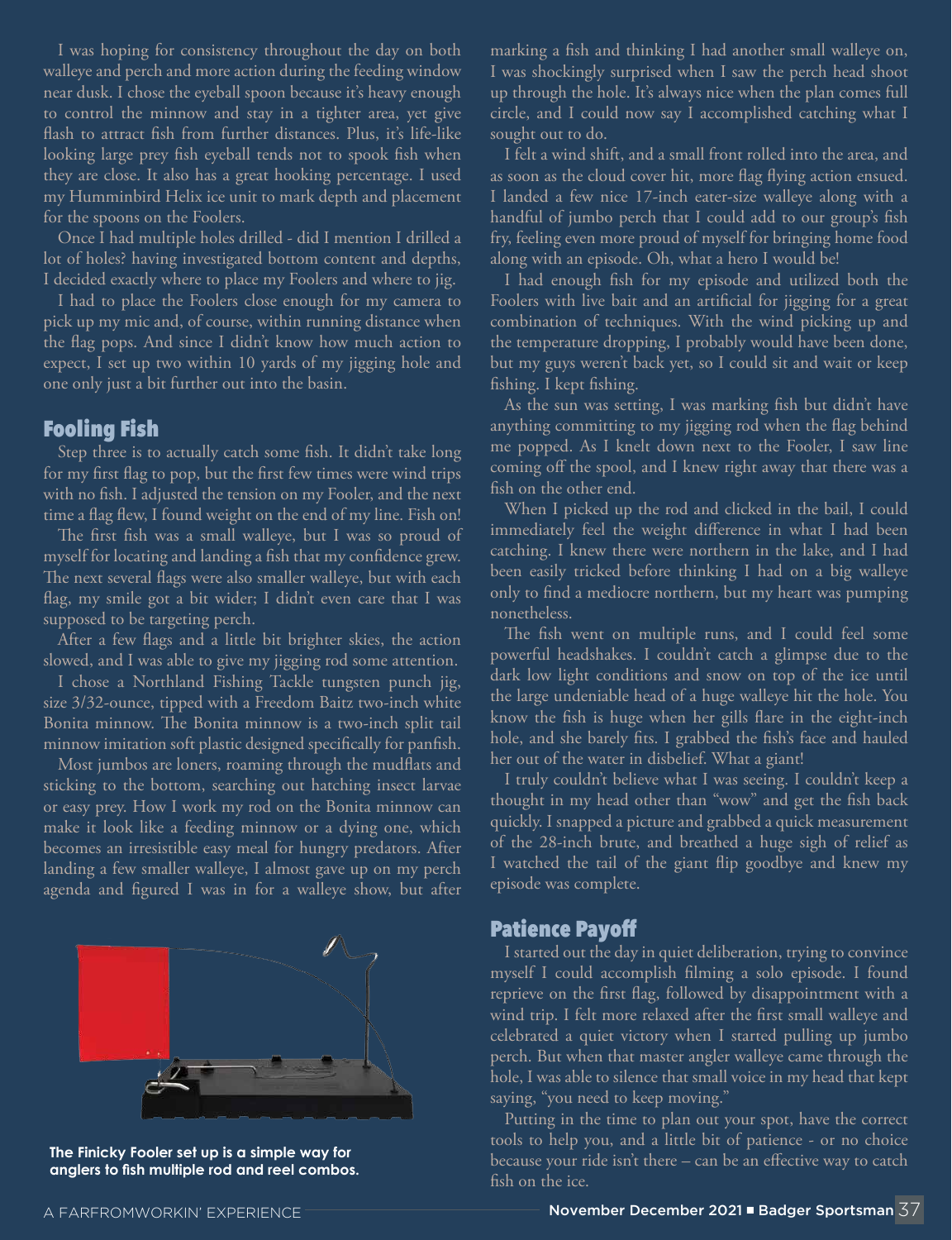I was hoping for consistency throughout the day on both walleye and perch and more action during the feeding window near dusk. I chose the eyeball spoon because it's heavy enough to control the minnow and stay in a tighter area, yet give flash to attract fish from further distances. Plus, it's life-like looking large prey fish eyeball tends not to spook fish when they are close. It also has a great hooking percentage. I used my Humminbird Helix ice unit to mark depth and placement for the spoons on the Foolers.

Once I had multiple holes drilled - did I mention I drilled a lot of holes? having investigated bottom content and depths, I decided exactly where to place my Foolers and where to jig.

I had to place the Foolers close enough for my camera to pick up my mic and, of course, within running distance when the flag pops. And since I didn't know how much action to expect, I set up two within 10 yards of my jigging hole and one only just a bit further out into the basin.

## Fooling Fish

Step three is to actually catch some fish. It didn't take long for my first flag to pop, but the first few times were wind trips with no fish. I adjusted the tension on my Fooler, and the next time a flag flew, I found weight on the end of my line. Fish on!

The first fish was a small walleye, but I was so proud of myself for locating and landing a fish that my confidence grew. The next several flags were also smaller walleye, but with each flag, my smile got a bit wider; I didn't even care that I was supposed to be targeting perch.

After a few flags and a little bit brighter skies, the action slowed, and I was able to give my jigging rod some attention.

I chose a Northland Fishing Tackle tungsten punch jig, size 3/32-ounce, tipped with a Freedom Baitz two-inch white Bonita minnow. The Bonita minnow is a two-inch split tail minnow imitation soft plastic designed specifically for panfish.

Most jumbos are loners, roaming through the mudflats and sticking to the bottom, searching out hatching insect larvae or easy prey. How I work my rod on the Bonita minnow can make it look like a feeding minnow or a dying one, which becomes an irresistible easy meal for hungry predators. After landing a few smaller walleye, I almost gave up on my perch agenda and figured I was in for a walleye show, but after marking a fish and thinking I had another small walleye on, I was shockingly surprised when I saw the perch head shoot up through the hole. It's always nice when the plan comes full circle, and I could now say I accomplished catching what I sought out to do.

**The Finicky Fooler set up is a simple way for anglers to fish multiple rod and reel combos.**

I felt a wind shift, and a small front rolled into the area, and as soon as the cloud cover hit, more flag flying action ensued. I landed a few nice 17-inch eater-size walleye along with a handful of jumbo perch that I could add to our group's fish fry, feeling even more proud of myself for bringing home food along with an episode. Oh, what a hero I would be!

I had enough fish for my episode and utilized both the Foolers with live bait and an artificial for jigging for a great combination of techniques. With the wind picking up and the temperature dropping, I probably would have been done, but my guys weren't back yet, so I could sit and wait or keep fishing. I kept fishing.

As the sun was setting, I was marking fish but didn't have anything committing to my jigging rod when the flag behind me popped. As I knelt down next to the Fooler, I saw line coming off the spool, and I knew right away that there was a fish on the other end.

When I picked up the rod and clicked in the bail, I could immediately feel the weight difference in what I had been catching. I knew there were northern in the lake, and I had been easily tricked before thinking I had on a big walleye only to find a mediocre northern, but my heart was pumping nonetheless.

The fish went on multiple runs, and I could feel some powerful headshakes. I couldn't catch a glimpse due to the dark low light conditions and snow on top of the ice until the large undeniable head of a huge walleye hit the hole. You know the fish is huge when her gills flare in the eight-inch hole, and she barely fits. I grabbed the fish's face and hauled her out of the water in disbelief. What a giant!

I truly couldn't believe what I was seeing. I couldn't keep a thought in my head other than "wow" and get the fish back quickly. I snapped a picture and grabbed a quick measurement of the 28-inch brute, and breathed a huge sigh of relief as I watched the tail of the giant flip goodbye and knew my episode was complete.

## Patience Payoff

I started out the day in quiet deliberation, trying to convince myself I could accomplish filming a solo episode. I found reprieve on the first flag, followed by disappointment with a wind trip. I felt more relaxed after the first small walleye and celebrated a quiet victory when I started pulling up jumbo perch. But when that master angler walleye came through the hole, I was able to silence that small voice in my head that kept saying, "you need to keep moving."

Putting in the time to plan out your spot, have the correct tools to help you, and a little bit of patience - or no choice because your ride isn't there – can be an effective way to catch fish on the ice.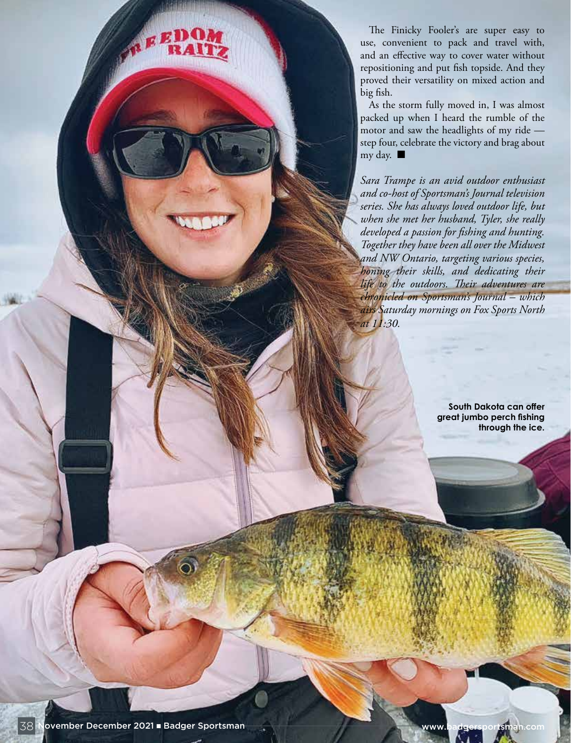The Finicky Fooler's are super easy to use, convenient to pack and travel with, and an effective way to cover water without repositioning and put fish topside. And they proved their versatility on mixed action and big fish.

As the storm fully moved in, I was almost packed up when I heard the rumble of the motor and saw the headlights of my ride — step four, celebrate the victory and brag about my day. ■

*Sara Trampe is an avid outdoor enthusiast and co-host of Sportsman's Journal television series. She has always loved outdoor life, but when she met her husband, Tyler, she really developed a passion for fishing and hunting. Together they have been all over the Midwest and NW Ontario, targeting various species, honing their skills, and dedicating their life to the outdoors. Their adventures are chronicled on Sportsman's Journal – which airs Saturday mornings on Fox Sports North at 11:30.*

**South Dakota can offer great jumbo perch fishing through the ice.**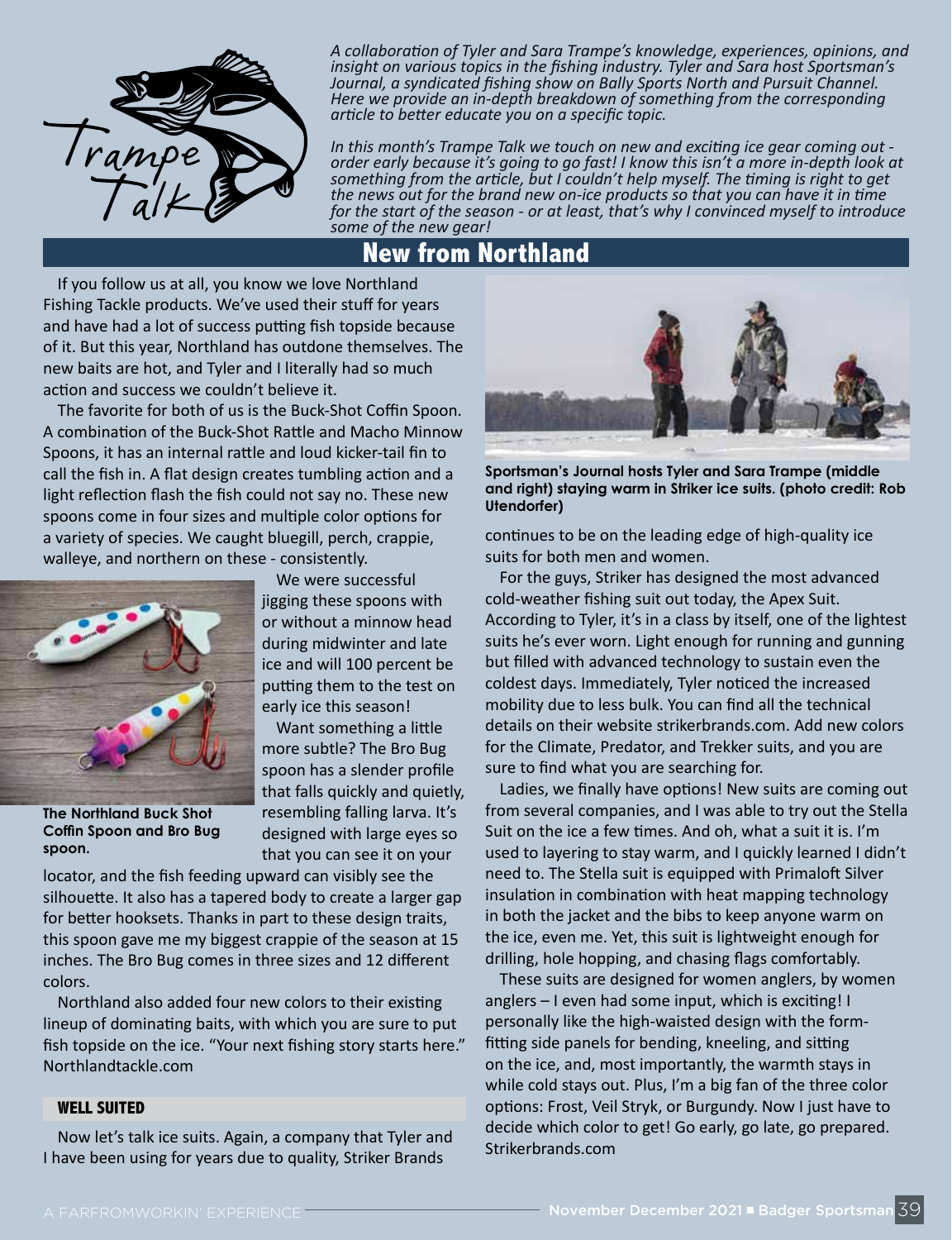Trampe Talk

*A collaboration of Tyler and Sara Trampe's knowledge, experiences, opinions, and insight on various topics in the fishing industry. Tyler and Sara host Sportsman's Journal, a syndicated fishing show on Bally Sports North and Pursuit Channel. Here we provide an in-depth breakdown of something from the corresponding article to better educate you on a specific topic.*

*In this month's Trampe Talk we touch on new and exciting ice gear coming out - order early because it's going to go fast! I know this isn't a more in-depth look at something from the article, but I couldn't help myself. The timing is right to get the news out for the brand new on-ice products so that you can have it in time for the start of the season - or at least, that's why I convinced myself to introduce some of the new gear!*

## New from Northland

If you follow us at all, you know we love Northland Fishing Tackle products. We've used their stuff for years and have had a lot of success putting fish topside because of it. But this year, Northland has outdone themselves. The new baits are hot, and Tyler and I literally had so much action and success we couldn't believe it.

The favorite for both of us is the Buck-Shot Coffin Spoon. A combination of the Buck-Shot Rattle and Macho Minnow Spoons, it has an internal rattle and loud kicker-tail fin to call the fish in. A flat design creates tumbling action and a light reflection flash the fish could not say no. These new spoons come in four sizes and multiple color options for a variety of species. We caught bluegill, perch, crappie, walleye, and northern on these - consistently.

**The Northland Buck Shot Coffin Spoon and Bro Bug spoon.**

We were successful jigging these spoons with or without a minnow head during midwinter and late ice and will 100 percent be putting them to the test on early ice this season!

Want something a little more subtle? The Bro Bug spoon has a slender profile that falls quickly and quietly, resembling falling larva. It's designed with large eyes so that you can see it on your locator, and the fish feeding upward can visibly see the silhouette. It also has a tapered body to create a larger gap for better hooksets. Thanks in part to these design traits, this spoon gave me my biggest crappie of the season at 15 inches. The Bro Bug comes in three sizes and 12 different colors.

Northland also added four new colors to their existing lineup of dominating baits, with which you are sure to put fish topside on the ice. "Your next fishing story starts here." Northlandtackle.com

### WELL SUITED

Now let's talk ice suits. Again, a company that Tyler and I have been using for years due to quality, Striker Brands continues to be on the leading edge of high-quality ice suits for both men and women.

**Sportsman's Journal hosts Tyler and Sara Trampe (middle and right) staying warm in Striker ice suits. (photo credit: Rob Utendorfer)**

For the guys, Striker has designed the most advanced cold-weather fishing suit out today, the Apex Suit. According to Tyler, it's in a class by itself, one of the lightest suits he's ever worn. Light enough for running and gunning but filled with advanced technology to sustain even the coldest days. Immediately, Tyler noticed the increased mobility due to less bulk. You can find all the technical details on their website strikerbrands.com. Add new colors for the Climate, Predator, and Trekker suits, and you are sure to find what you are searching for.

Ladies, we finally have options! New suits are coming out from several companies, and I was able to try out the Stella Suit on the ice a few times. And oh, what a suit it is. I'm used to layering to stay warm, and I quickly learned I didn't need to. The Stella suit is equipped with Primaloft Silver insulation in combination with heat mapping technology in both the jacket and the bibs to keep anyone warm on the ice, even me. Yet, this suit is lightweight enough for drilling, hole hopping, and chasing flags comfortably.

These suits are designed for women anglers, by women anglers – I even had some input, which is exciting! I personally like the high-waisted design with the form-fitting side panels for bending, kneeling, and sitting on the ice, and, most importantly, the warmth stays in while cold stays out. Plus, I'm a big fan of the three color options: Frost, Veil Stryk, or Burgundy. Now I just have to decide which color to get! Go early, go late, go prepared. Strikerbrands.com